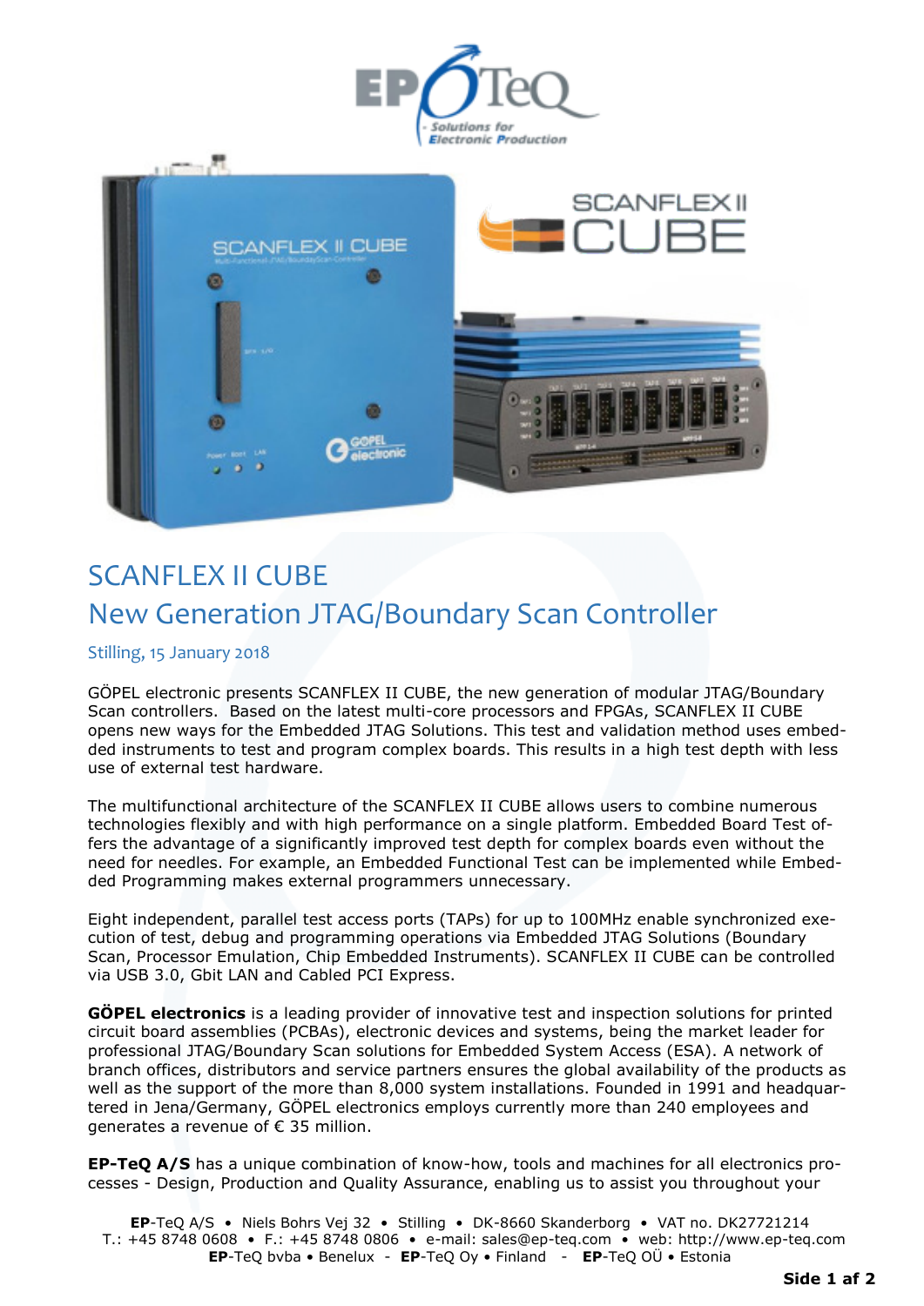# SCANFLEX II CUBE

## New Generation JTAG/Boundary Scan Controller

Stilling, 15 January 2018

GÖPEL electronic presents SCANFLEX II CUBE, the new generation of modular JTAG/Boundary Scan controllers. Based on the latest multi-core processors and FPGAs, SCANFLEX II CUBE opens new ways for the Embedded JTAG Solutions. This test and validation method uses embedded instruments to test and program complex boards. This results in a high test depth with less use of external test hardware.

The multifunctional architecture of the SCANFLEX II CUBE allows users to combine numerous technologies flexibly and with high performance on a single platform. Embedded Board Test offers the advantage of a significantly improved test depth for complex boards even without the need for needles. For example, an Embedded Functional Test can be implemented while Embedded Programming makes external programmers unnecessary.

Eight independent, parallel test access ports (TAPs) for up to 100MHz enable synchronized execution of test, debug and programming operations via Embedded JTAG Solutions (Boundary Scan, Processor Emulation, Chip Embedded Instruments). SCANFLEX II CUBE can be controlled via USB 3.0, Gbit LAN and Cabled PCI Express.

**GÖPEL electronics** is a leading provider of innovative test and inspection solutions for printed circuit board assemblies (PCBAs), electronic devices and systems, being the market leader for professional JTAG/Boundary Scan solutions for Embedded System Access (ESA). A network of branch offices, distributors and service partners ensures the global availability of the products as well as the support of the more than 8,000 system installations. Founded in 1991 and headquartered in Jena/Germany, GÖPEL electronics employs currently more than 240 employees and generates a revenue of € 35 million.

**EP-TeQ A/S** has a unique combination of know-how, tools and machines for all electronics processes - Design, Production and Quality Assurance, enabling us to assist you throughout your

**EP**-TeQ A/S • Niels Bohrs Vej 32 • Stilling • DK-8660 Skanderborg • VAT no. DK27721214
T.: +45 8748 0608 • F.: +45 8748 0806 • e-mail: sales@ep-teq.com • web: http://www.ep-teq.com
**EP**-TeQ bvba • Benelux - **EP**-TeQ Oy • Finland - **EP**-TeQ OÜ • Estonia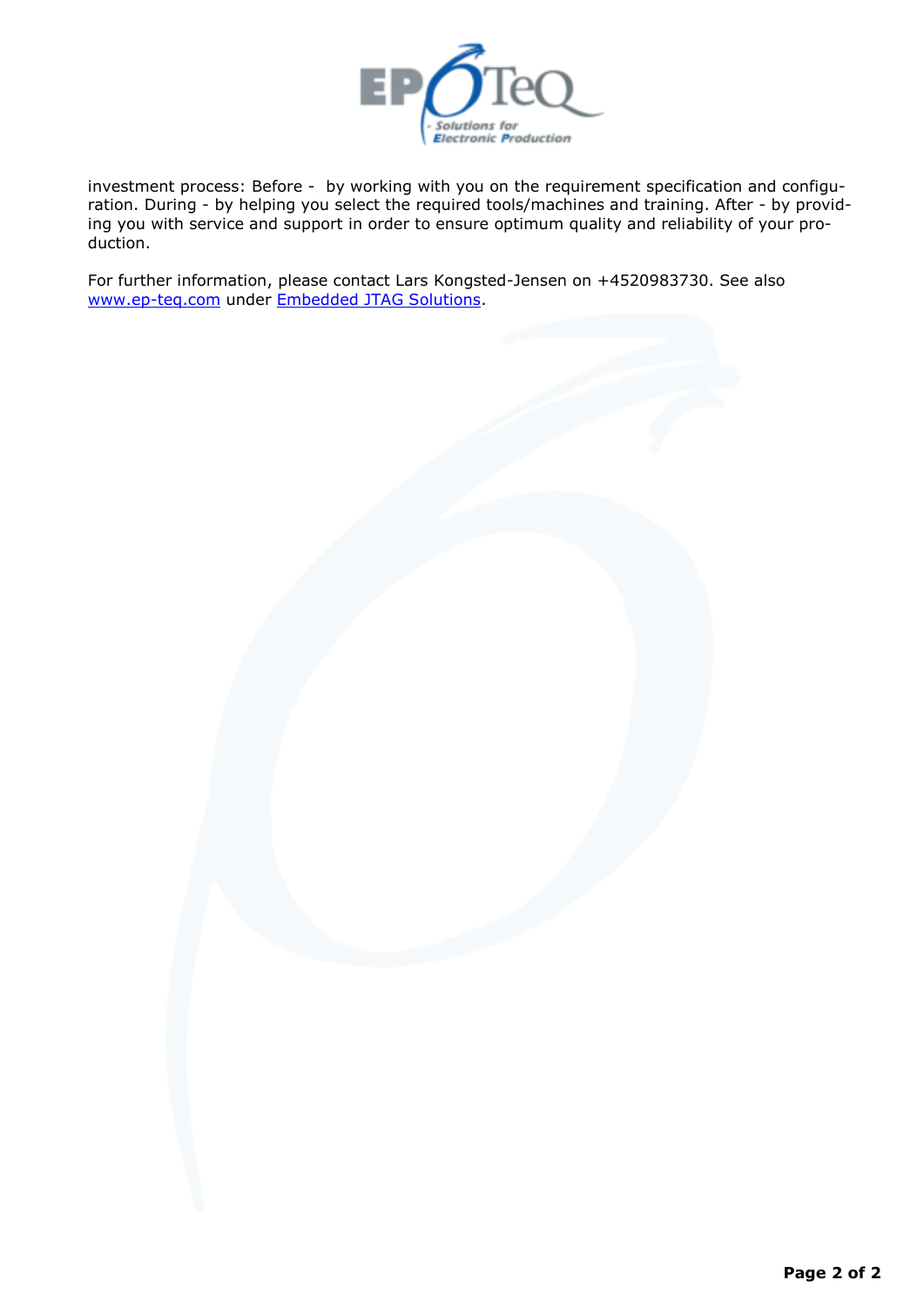investment process: Before - by working with you on the requirement specification and configuration. During - by helping you select the required tools/machines and training. After - by providing you with service and support in order to ensure optimum quality and reliability of your production.

For further information, please contact Lars Kongsted-Jensen on +4520983730. See also [www.ep-teq.com](http://www.ep-teq.com) under Embedded JTAG Solutions.